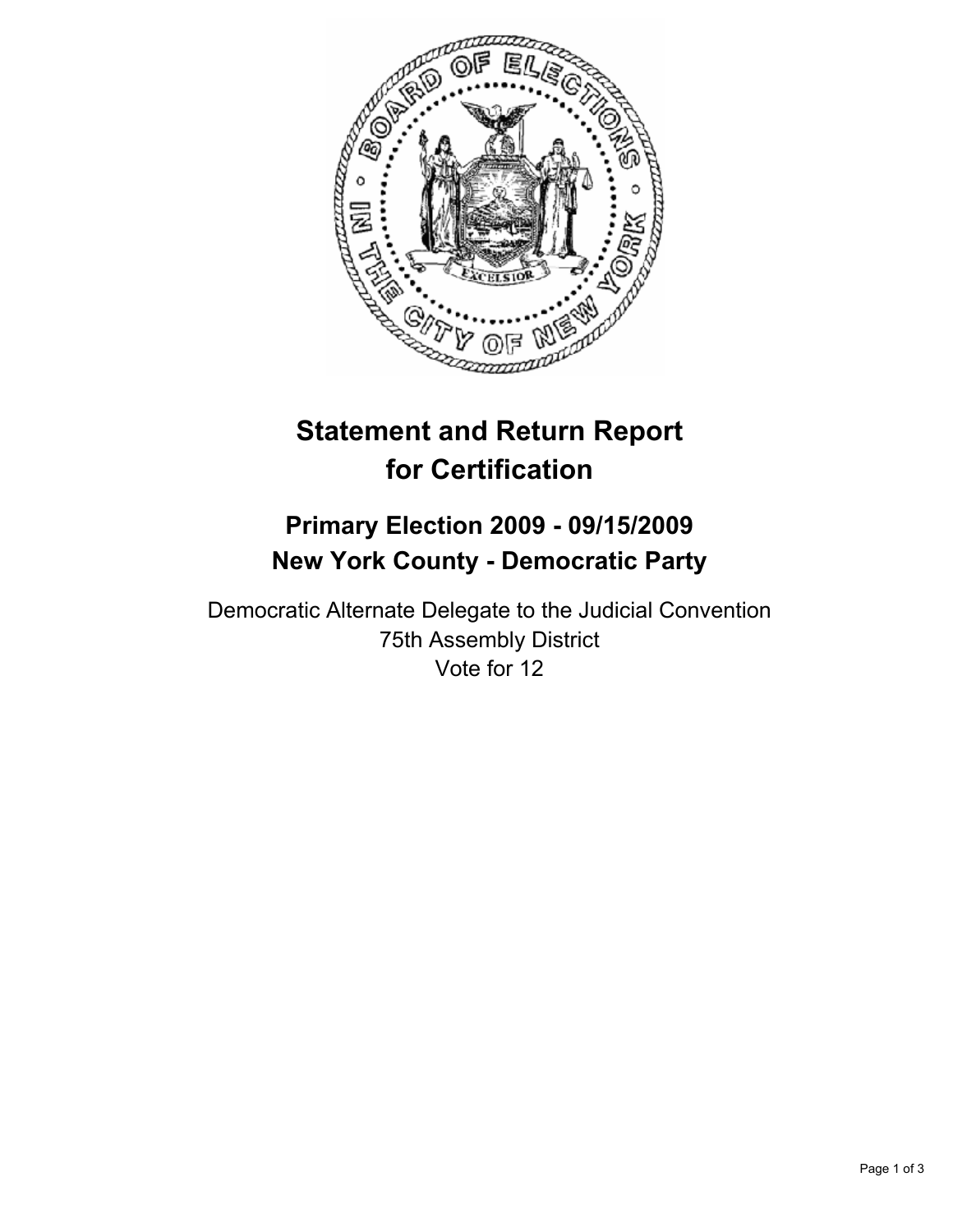# Statement and Return Report for Certification

## Primary Election 2009 - 09/15/2009
## New York County - Democratic Party

Democratic Alternate Delegate to the Judicial Convention
75th Assembly District
Vote for 12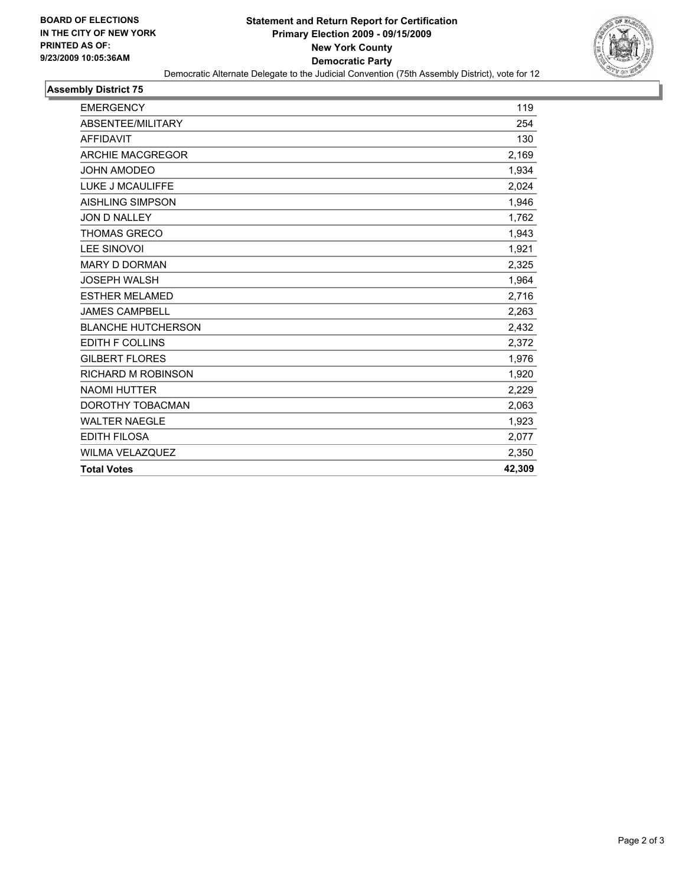**BOARD OF ELECTIONS IN THE CITY OF NEW YORK PRINTED AS OF: 9/23/2009 10:05:36AM**

# Statement and Return Report for Certification
## Primary Election 2009 - 09/15/2009
## New York County
## Democratic Party

Democratic Alternate Delegate to the Judicial Convention (75th Assembly District), vote for 12

### Assembly District 75

| | |
|---|---|
| EMERGENCY | 119 |
| ABSENTEE/MILITARY | 254 |
| AFFIDAVIT | 130 |
| ARCHIE MACGREGOR | 2,169 |
| JOHN AMODEO | 1,934 |
| LUKE J MCAULIFFE | 2,024 |
| AISHLING SIMPSON | 1,946 |
| JON D NALLEY | 1,762 |
| THOMAS GRECO | 1,943 |
| LEE SINOVOI | 1,921 |
| MARY D DORMAN | 2,325 |
| JOSEPH WALSH | 1,964 |
| ESTHER MELAMED | 2,716 |
| JAMES CAMPBELL | 2,263 |
| BLANCHE HUTCHERSON | 2,432 |
| EDITH F COLLINS | 2,372 |
| GILBERT FLORES | 1,976 |
| RICHARD M ROBINSON | 1,920 |
| NAOMI HUTTER | 2,229 |
| DOROTHY TOBACMAN | 2,063 |
| WALTER NAEGLE | 1,923 |
| EDITH FILOSA | 2,077 |
| WILMA VELAZQUEZ | 2,350 |
| **Total Votes** | **42,309** |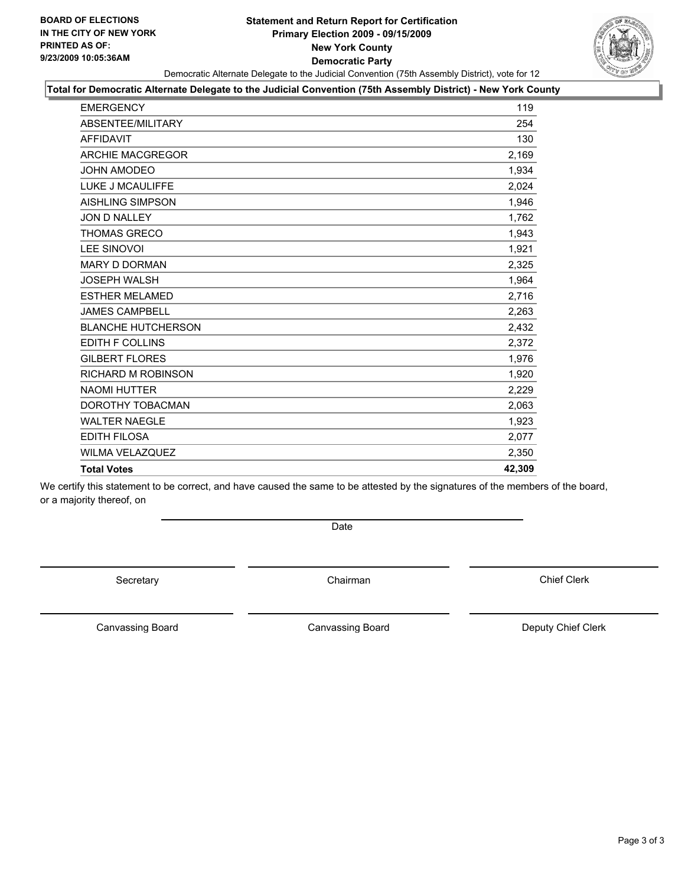**BOARD OF ELECTIONS IN THE CITY OF NEW YORK PRINTED AS OF: 9/23/2009 10:05:36AM**

# Statement and Return Report for Certification
## Primary Election 2009 - 09/15/2009
## New York County
## Democratic Party

Democratic Alternate Delegate to the Judicial Convention (75th Assembly District), vote for 12

**Total for Democratic Alternate Delegate to the Judicial Convention (75th Assembly District) - New York County**

| | |
|---|---|
| EMERGENCY | 119 |
| ABSENTEE/MILITARY | 254 |
| AFFIDAVIT | 130 |
| ARCHIE MACGREGOR | 2,169 |
| JOHN AMODEO | 1,934 |
| LUKE J MCAULIFFE | 2,024 |
| AISHLING SIMPSON | 1,946 |
| JON D NALLEY | 1,762 |
| THOMAS GRECO | 1,943 |
| LEE SINOVOI | 1,921 |
| MARY D DORMAN | 2,325 |
| JOSEPH WALSH | 1,964 |
| ESTHER MELAMED | 2,716 |
| JAMES CAMPBELL | 2,263 |
| BLANCHE HUTCHERSON | 2,432 |
| EDITH F COLLINS | 2,372 |
| GILBERT FLORES | 1,976 |
| RICHARD M ROBINSON | 1,920 |
| NAOMI HUTTER | 2,229 |
| DOROTHY TOBACMAN | 2,063 |
| WALTER NAEGLE | 1,923 |
| EDITH FILOSA | 2,077 |
| WILMA VELAZQUEZ | 2,350 |
| **Total Votes** | **42,309** |

We certify this statement to be correct, and have caused the same to be attested by the signatures of the members of the board, or a majority thereof, on

Date

Secretary　　Chairman　　Chief Clerk

Canvassing Board　　Canvassing Board　　Deputy Chief Clerk